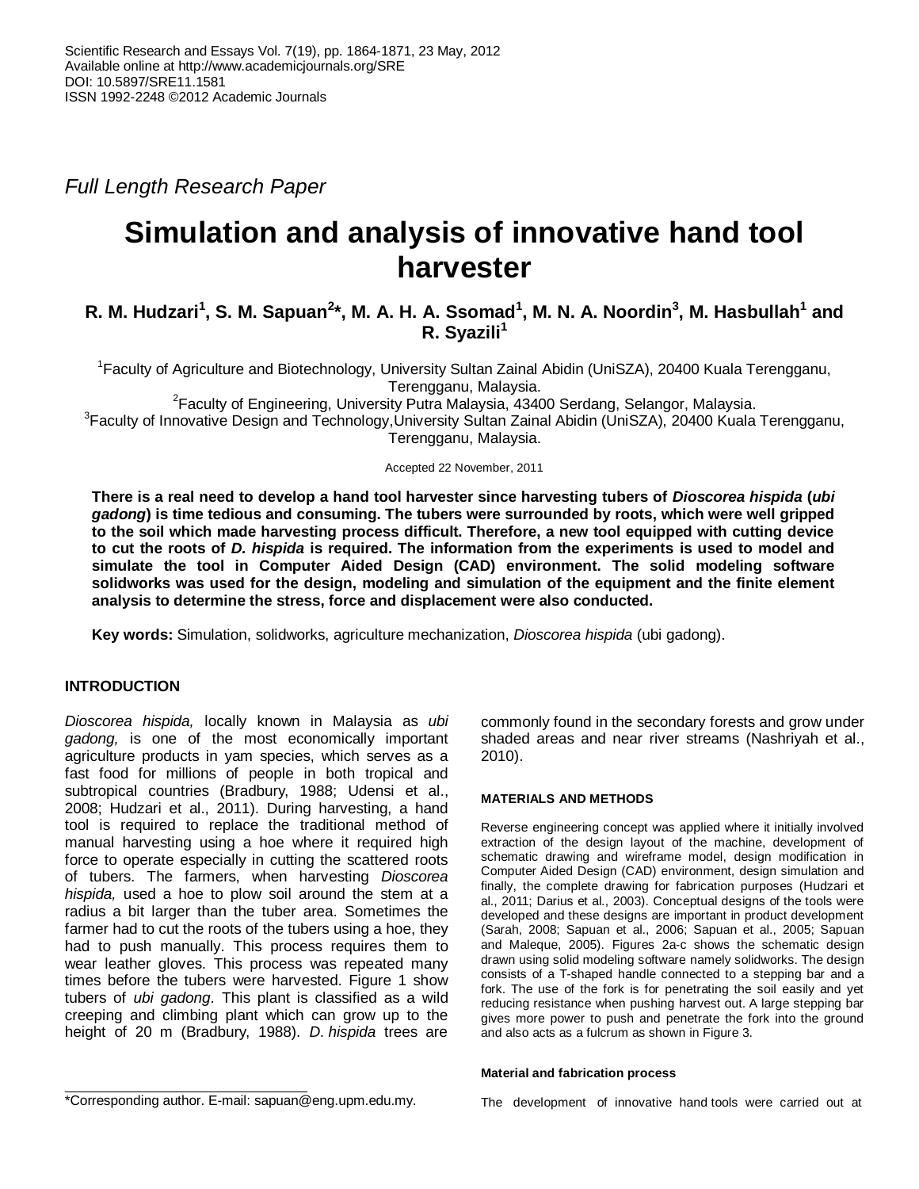Full Length Research Paper

# Simulation and analysis of innovative hand tool harvester

**R. M. Hudzari[1], S. M. Sapuan[2]*, M. A. H. A. Ssomad[1], M. N. A. Noordin[3], M. Hasbullah[1] and R. Syazili[1]**

[1]Faculty of Agriculture and Biotechnology, University Sultan Zainal Abidin (UniSZA), 20400 Kuala Terengganu, Terengganu, Malaysia.

[2]Faculty of Engineering, University Putra Malaysia, 43400 Serdang, Selangor, Malaysia.

[3]Faculty of Innovative Design and Technology,University Sultan Zainal Abidin (UniSZA), 20400 Kuala Terengganu, Terengganu, Malaysia.

Accepted 22 November, 2011

**There is a real need to develop a hand tool harvester since harvesting tubers of *Dioscorea hispida* (*ubi gadong*) is time tedious and consuming. The tubers were surrounded by roots, which were well gripped to the soil which made harvesting process difficult. Therefore, a new tool equipped with cutting device to cut the roots of *D. hispida* is required. The information from the experiments is used to model and simulate the tool in Computer Aided Design (CAD) environment. The solid modeling software solidworks was used for the design, modeling and simulation of the equipment and the finite element analysis to determine the stress, force and displacement were also conducted.**

**Key words:** Simulation, solidworks, agriculture mechanization, *Dioscorea hispida* (ubi gadong).

## INTRODUCTION

*Dioscorea hispida,* locally known in Malaysia as *ubi gadong,* is one of the most economically important agriculture products in yam species, which serves as a fast food for millions of people in both tropical and subtropical countries (Bradbury, 1988; Udensi et al., 2008; Hudzari et al., 2011). During harvesting, a hand tool is required to replace the traditional method of manual harvesting using a hoe where it required high force to operate especially in cutting the scattered roots of tubers. The farmers, when harvesting *Dioscorea hispida,* used a hoe to plow soil around the stem at a radius a bit larger than the tuber area. Sometimes the farmer had to cut the roots of the tubers using a hoe, they had to push manually. This process requires them to wear leather gloves. This process was repeated many times before the tubers were harvested. Figure 1 show tubers of *ubi gadong*. This plant is classified as a wild creeping and climbing plant which can grow up to the height of 20 m (Bradbury, 1988). *D. hispida* trees are commonly found in the secondary forests and grow under shaded areas and near river streams (Nashriyah et al., 2010).

## MATERIALS AND METHODS

Reverse engineering concept was applied where it initially involved extraction of the design layout of the machine, development of schematic drawing and wireframe model, design modification in Computer Aided Design (CAD) environment, design simulation and finally, the complete drawing for fabrication purposes (Hudzari et al., 2011; Darius et al., 2003). Conceptual designs of the tools were developed and these designs are important in product development (Sarah, 2008; Sapuan et al., 2006; Sapuan et al., 2005; Sapuan and Maleque, 2005). Figures 2a-c shows the schematic design drawn using solid modeling software namely solidworks. The design consists of a T-shaped handle connected to a stepping bar and a fork. The use of the fork is for penetrating the soil easily and yet reducing resistance when pushing harvest out. A large stepping bar gives more power to push and penetrate the fork into the ground and also acts as a fulcrum as shown in Figure 3.

### Material and fabrication process

The development of innovative hand tools were carried out at

*Corresponding author. E-mail: sapuan@eng.upm.edu.my.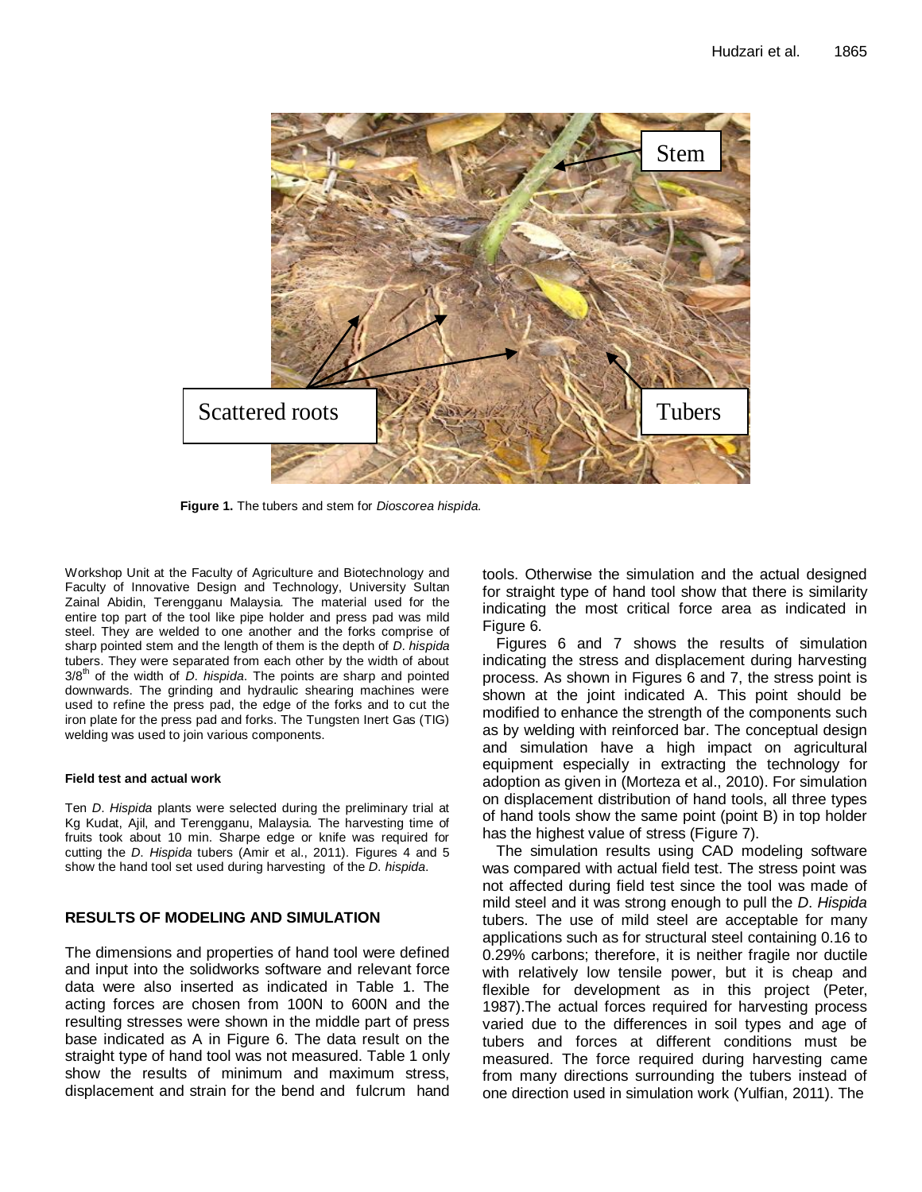Figure 1. The tubers and stem for *Dioscorea hispida.*

Workshop Unit at the Faculty of Agriculture and Biotechnology and Faculty of Innovative Design and Technology, University Sultan Zainal Abidin, Terengganu Malaysia. The material used for the entire top part of the tool like pipe holder and press pad was mild steel. They are welded to one another and the forks comprise of sharp pointed stem and the length of them is the depth of *D. hispida* tubers. They were separated from each other by the width of about $3/8^{th}$ of the width of *D. hispida*. The points are sharp and pointed downwards. The grinding and hydraulic shearing machines were used to refine the press pad, the edge of the forks and to cut the iron plate for the press pad and forks. The Tungsten Inert Gas (TIG) welding was used to join various components.

#### Field test and actual work

Ten *D. Hispida* plants were selected during the preliminary trial at Kg Kudat, Ajil, and Terengganu, Malaysia. The harvesting time of fruits took about 10 min. Sharpe edge or knife was required for cutting the *D. Hispida* tubers (Amir et al., 2011). Figures 4 and 5 show the hand tool set used during harvesting of the *D. hispida*.

## RESULTS OF MODELING AND SIMULATION

The dimensions and properties of hand tool were defined and input into the solidworks software and relevant force data were also inserted as indicated in Table 1. The acting forces are chosen from 100N to 600N and the resulting stresses were shown in the middle part of press base indicated as A in Figure 6. The data result on the straight type of hand tool was not measured. Table 1 only show the results of minimum and maximum stress, displacement and strain for the bend and fulcrum hand tools. Otherwise the simulation and the actual designed for straight type of hand tool show that there is similarity indicating the most critical force area as indicated in Figure 6.

Figures 6 and 7 shows the results of simulation indicating the stress and displacement during harvesting process. As shown in Figures 6 and 7, the stress point is shown at the joint indicated A. This point should be modified to enhance the strength of the components such as by welding with reinforced bar. The conceptual design and simulation have a high impact on agricultural equipment especially in extracting the technology for adoption as given in (Morteza et al., 2010). For simulation on displacement distribution of hand tools, all three types of hand tools show the same point (point B) in top holder has the highest value of stress (Figure 7).

The simulation results using CAD modeling software was compared with actual field test. The stress point was not affected during field test since the tool was made of mild steel and it was strong enough to pull the *D. Hispida* tubers. The use of mild steel are acceptable for many applications such as for structural steel containing 0.16 to 0.29% carbons; therefore, it is neither fragile nor ductile with relatively low tensile power, but it is cheap and flexible for development as in this project (Peter, 1987).The actual forces required for harvesting process varied due to the differences in soil types and age of tubers and forces at different conditions must be measured. The force required during harvesting came from many directions surrounding the tubers instead of one direction used in simulation work (Yulfian, 2011). The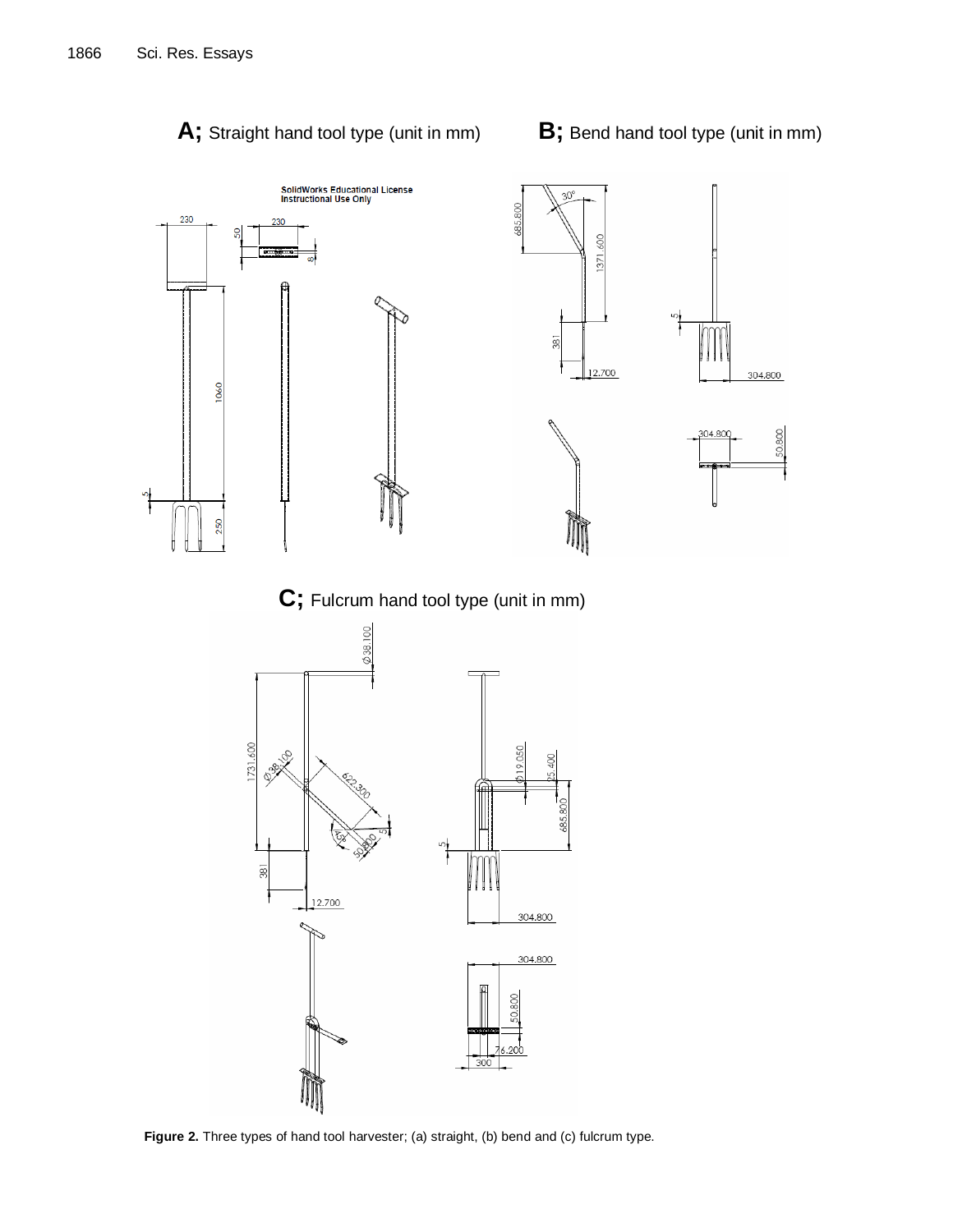**A;** Straight hand tool type (unit in mm)

**B;** Bend hand tool type (unit in mm)

**C;** Fulcrum hand tool type (unit in mm)

**Figure 2.** Three types of hand tool harvester; (a) straight, (b) bend and (c) fulcrum type.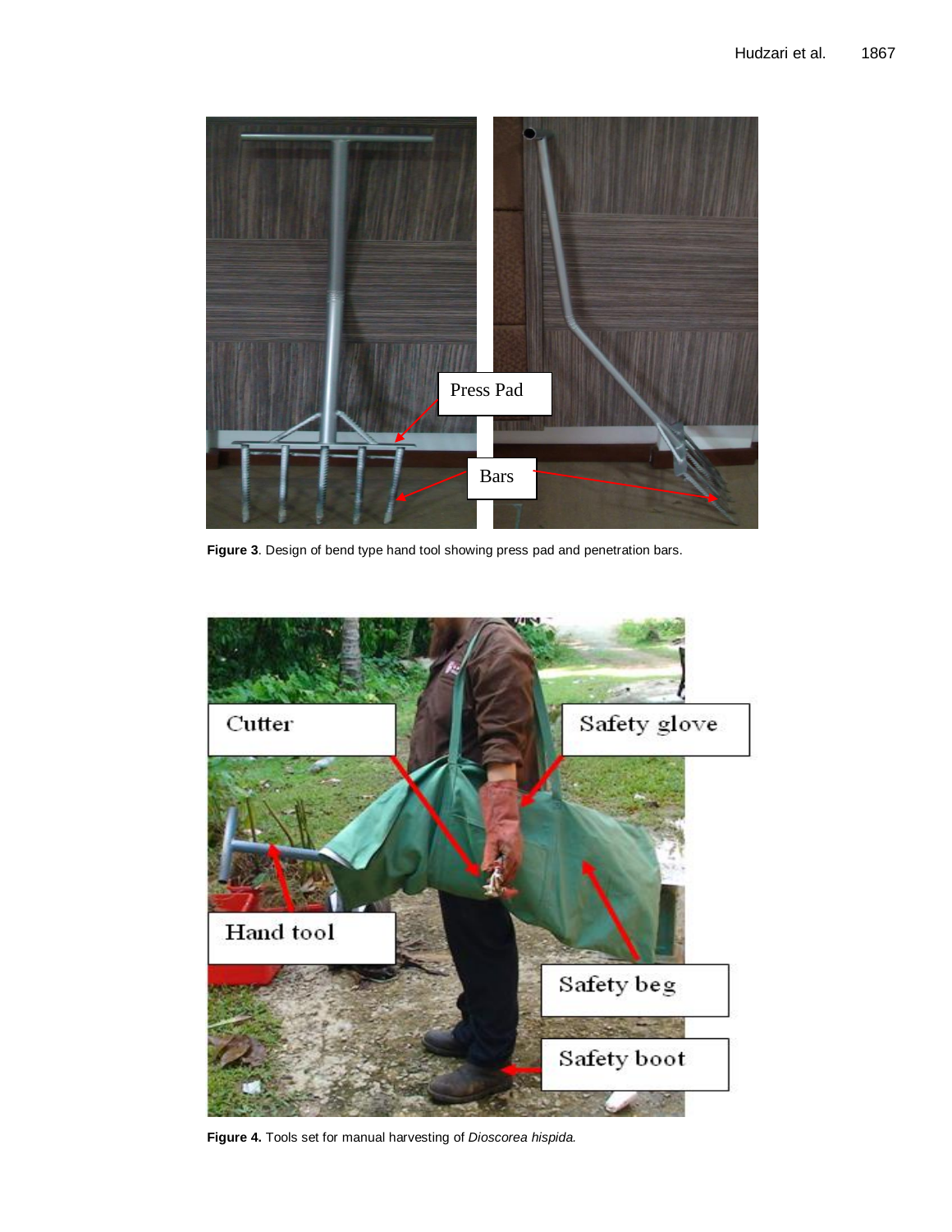**Figure 3**. Design of bend type hand tool showing press pad and penetration bars.

**Figure 4.** Tools set for manual harvesting of *Dioscorea hispida.*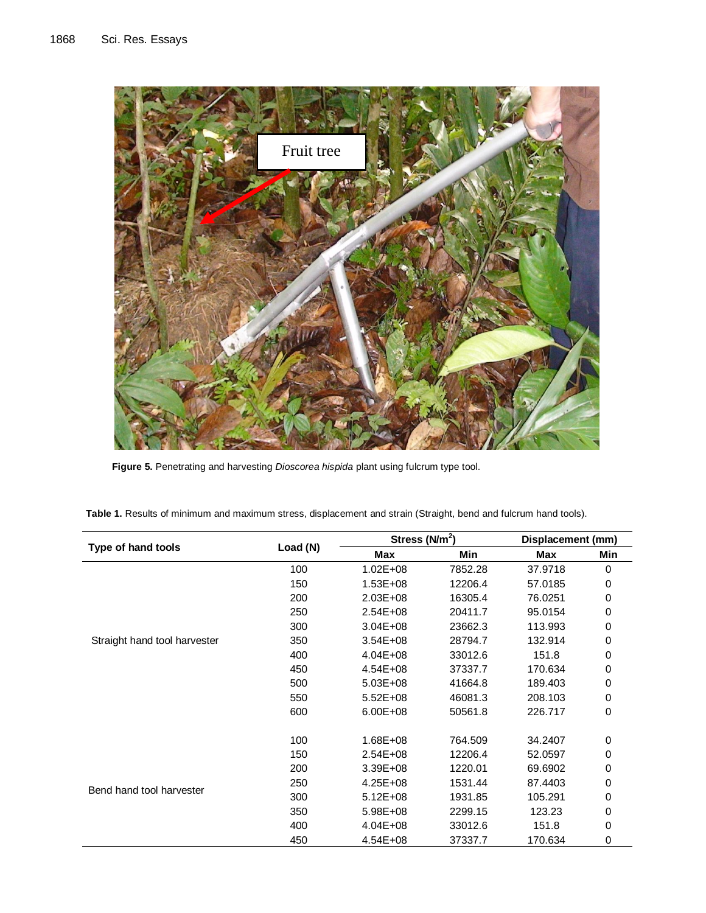Figure 5. Penetrating and harvesting *Dioscorea hispida* plant using fulcrum type tool.

**Table 1.** Results of minimum and maximum stress, displacement and strain (Straight, bend and fulcrum hand tools).

| Type of hand tools | Load (N) | Stress (N/m$^2$) | | Displacement (mm) | |
|---|---|---|---|---|---|
| | | Max | Min | Max | Min |
| Straight hand tool harvester | 100 | 1.02E+08 | 7852.28 | 37.9718 | 0 |
| | 150 | 1.53E+08 | 12206.4 | 57.0185 | 0 |
| | 200 | 2.03E+08 | 16305.4 | 76.0251 | 0 |
| | 250 | 2.54E+08 | 20411.7 | 95.0154 | 0 |
| | 300 | 3.04E+08 | 23662.3 | 113.993 | 0 |
| | 350 | 3.54E+08 | 28794.7 | 132.914 | 0 |
| | 400 | 4.04E+08 | 33012.6 | 151.8 | 0 |
| | 450 | 4.54E+08 | 37337.7 | 170.634 | 0 |
| | 500 | 5.03E+08 | 41664.8 | 189.403 | 0 |
| | 550 | 5.52E+08 | 46081.3 | 208.103 | 0 |
| | 600 | 6.00E+08 | 50561.8 | 226.717 | 0 |
| Bend hand tool harvester | 100 | 1.68E+08 | 764.509 | 34.2407 | 0 |
| | 150 | 2.54E+08 | 12206.4 | 52.0597 | 0 |
| | 200 | 3.39E+08 | 1220.01 | 69.6902 | 0 |
| | 250 | 4.25E+08 | 1531.44 | 87.4403 | 0 |
| | 300 | 5.12E+08 | 1931.85 | 105.291 | 0 |
| | 350 | 5.98E+08 | 2299.15 | 123.23 | 0 |
| | 400 | 4.04E+08 | 33012.6 | 151.8 | 0 |
| | 450 | 4.54E+08 | 37337.7 | 170.634 | 0 |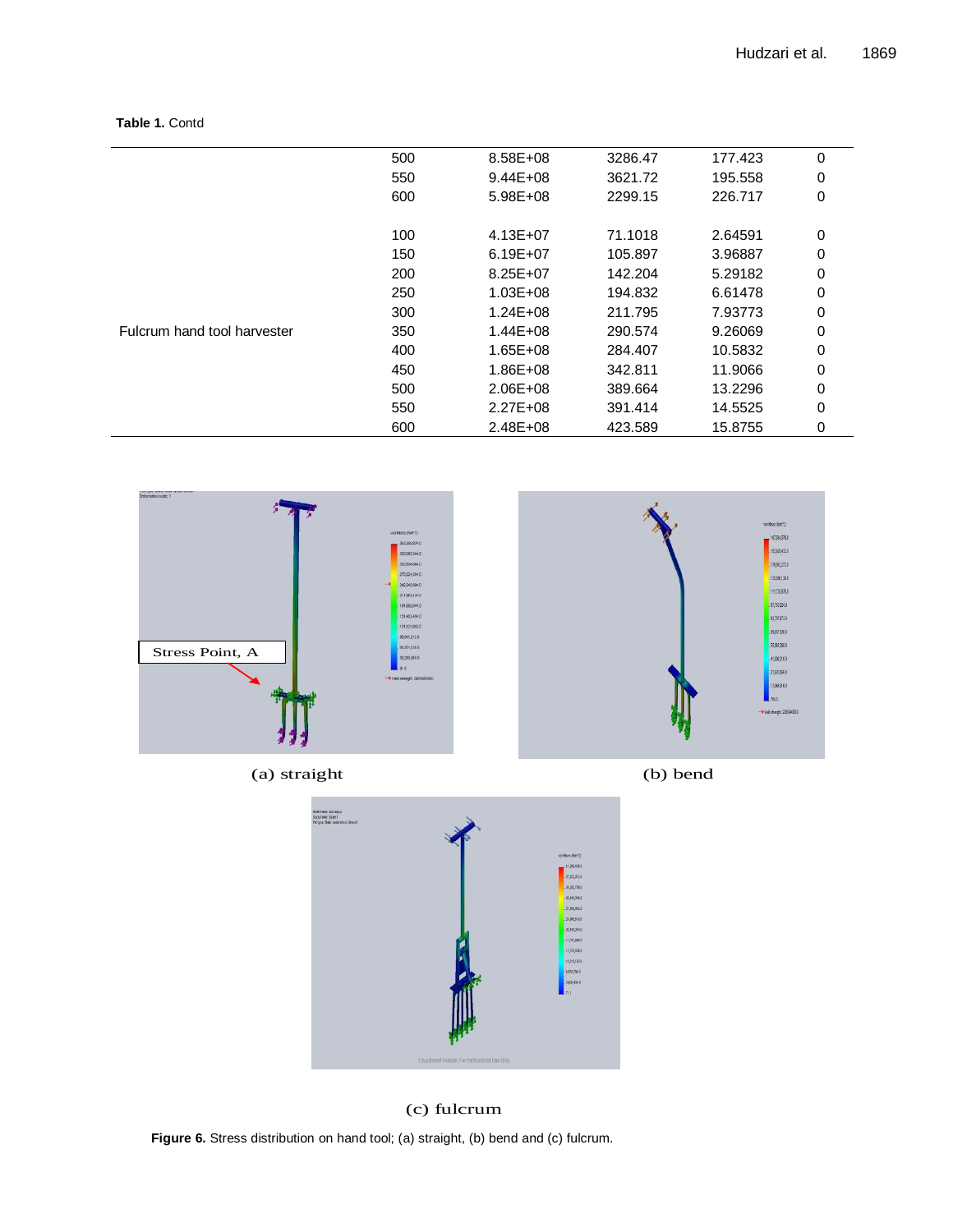**Table 1.** Contd

| | | | | | |
|---|---|---|---|---|---|
| | 500 | 8.58E+08 | 3286.47 | 177.423 | 0 |
| | 550 | 9.44E+08 | 3621.72 | 195.558 | 0 |
| | 600 | 5.98E+08 | 2299.15 | 226.717 | 0 |
| | | | | | |
| | 100 | 4.13E+07 | 71.1018 | 2.64591 | 0 |
| | 150 | 6.19E+07 | 105.897 | 3.96887 | 0 |
| | 200 | 8.25E+07 | 142.204 | 5.29182 | 0 |
| | 250 | 1.03E+08 | 194.832 | 6.61478 | 0 |
| | 300 | 1.24E+08 | 211.795 | 7.93773 | 0 |
| Fulcrum hand tool harvester | 350 | 1.44E+08 | 290.574 | 9.26069 | 0 |
| | 400 | 1.65E+08 | 284.407 | 10.5832 | 0 |
| | 450 | 1.86E+08 | 342.811 | 11.9066 | 0 |
| | 500 | 2.06E+08 | 389.664 | 13.2296 | 0 |
| | 550 | 2.27E+08 | 391.414 | 14.5525 | 0 |
| | 600 | 2.48E+08 | 423.589 | 15.8755 | 0 |

(a) straight

(b) bend

(c) fulcrum

**Figure 6.** Stress distribution on hand tool; (a) straight, (b) bend and (c) fulcrum.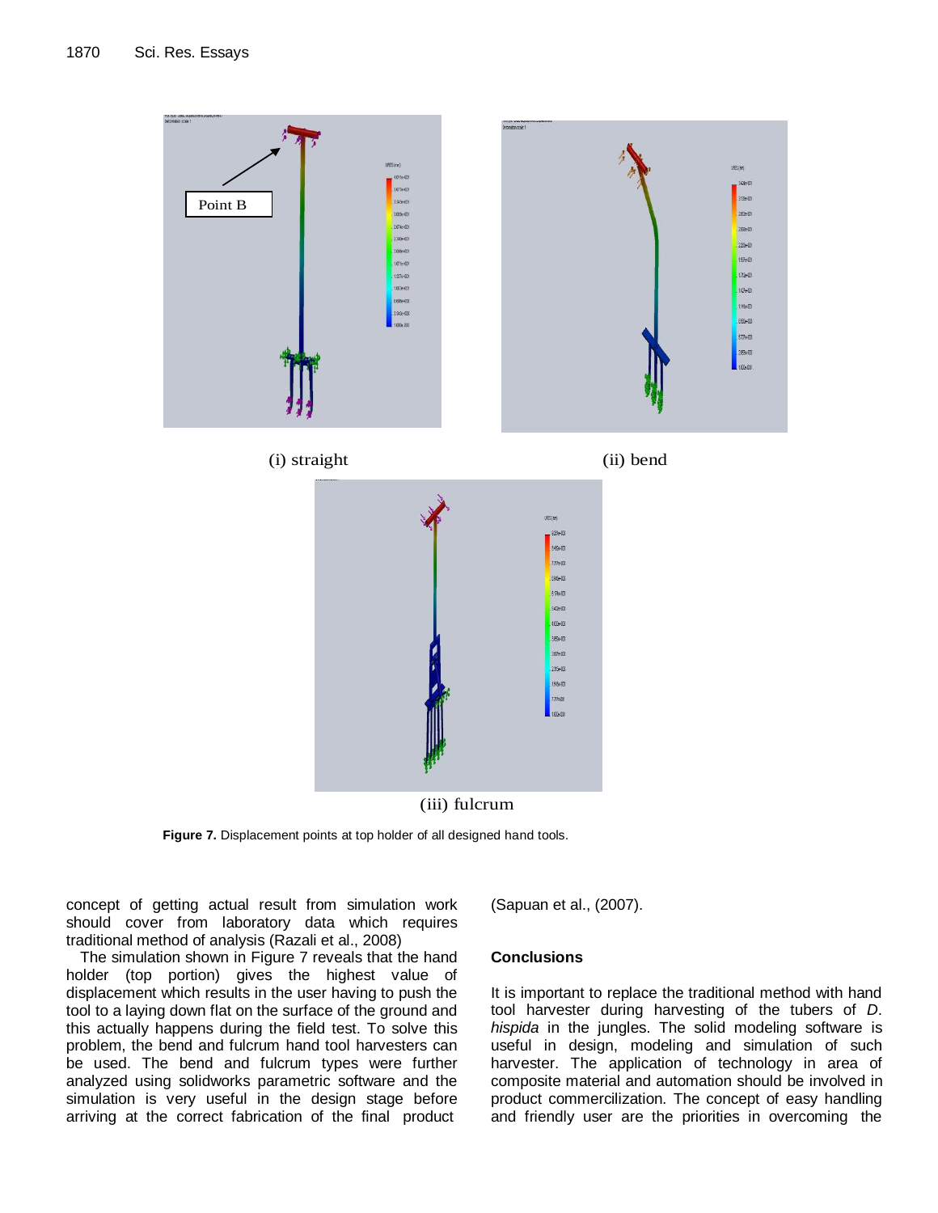(i) straight

(ii) bend

(iii) fulcrum

**Figure 7.** Displacement points at top holder of all designed hand tools.

concept of getting actual result from simulation work should cover from laboratory data which requires traditional method of analysis (Razali et al., 2008)

The simulation shown in Figure 7 reveals that the hand holder (top portion) gives the highest value of displacement which results in the user having to push the tool to a laying down flat on the surface of the ground and this actually happens during the field test. To solve this problem, the bend and fulcrum hand tool harvesters can be used. The bend and fulcrum types were further analyzed using solidworks parametric software and the simulation is very useful in the design stage before arriving at the correct fabrication of the final product (Sapuan et al., (2007).

## Conclusions

It is important to replace the traditional method with hand tool harvester during harvesting of the tubers of *D. hispida* in the jungles. The solid modeling software is useful in design, modeling and simulation of such harvester. The application of technology in area of composite material and automation should be involved in product commercilization. The concept of easy handling and friendly user are the priorities in overcoming the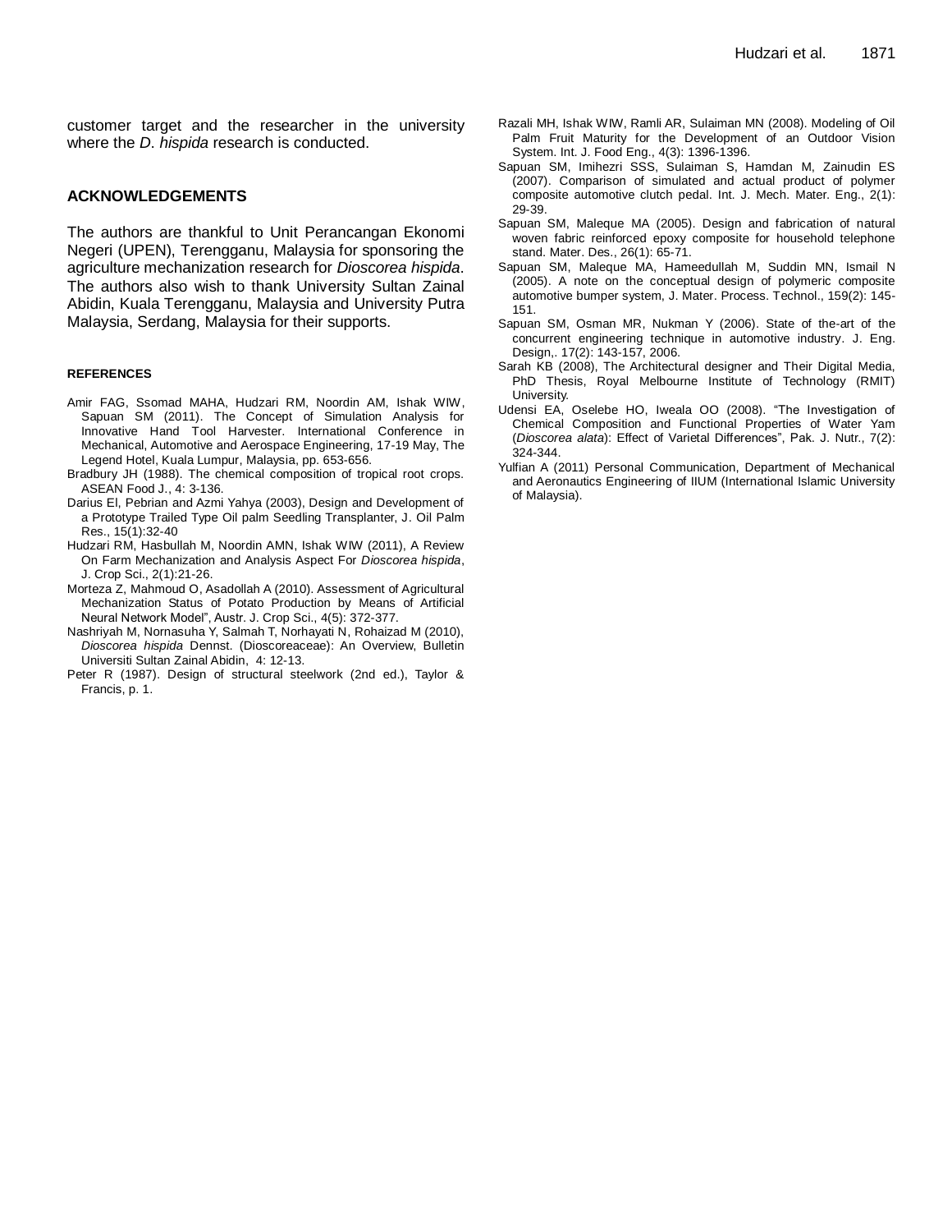customer target and the researcher in the university where the *D. hispida* research is conducted.

## ACKNOWLEDGEMENTS

The authors are thankful to Unit Perancangan Ekonomi Negeri (UPEN), Terengganu, Malaysia for sponsoring the agriculture mechanization research for *Dioscorea hispida*. The authors also wish to thank University Sultan Zainal Abidin, Kuala Terengganu, Malaysia and University Putra Malaysia, Serdang, Malaysia for their supports.

## REFERENCES

Amir FAG, Ssomad MAHA, Hudzari RM, Noordin AM, Ishak WIW, Sapuan SM (2011). The Concept of Simulation Analysis for Innovative Hand Tool Harvester. International Conference in Mechanical, Automotive and Aerospace Engineering, 17-19 May, The Legend Hotel, Kuala Lumpur, Malaysia, pp. 653-656.

Bradbury JH (1988). The chemical composition of tropical root crops. ASEAN Food J., 4: 3-136.

Darius El, Pebrian and Azmi Yahya (2003), Design and Development of a Prototype Trailed Type Oil palm Seedling Transplanter, J. Oil Palm Res., 15(1):32-40

Hudzari RM, Hasbullah M, Noordin AMN, Ishak WIW (2011), A Review On Farm Mechanization and Analysis Aspect For *Dioscorea hispida*, J. Crop Sci., 2(1):21-26.

Morteza Z, Mahmoud O, Asadollah A (2010). Assessment of Agricultural Mechanization Status of Potato Production by Means of Artificial Neural Network Model", Austr. J. Crop Sci., 4(5): 372-377.

Nashriyah M, Nornasuha Y, Salmah T, Norhayati N, Rohaizad M (2010), *Dioscorea hispida* Dennst. (Dioscoreaceae): An Overview, Bulletin Universiti Sultan Zainal Abidin, 4: 12-13.

Peter R (1987). Design of structural steelwork (2nd ed.), Taylor & Francis, p. 1.

Razali MH, Ishak WIW, Ramli AR, Sulaiman MN (2008). Modeling of Oil Palm Fruit Maturity for the Development of an Outdoor Vision System. Int. J. Food Eng., 4(3): 1396-1396.

Sapuan SM, Imihezri SSS, Sulaiman S, Hamdan M, Zainudin ES (2007). Comparison of simulated and actual product of polymer composite automotive clutch pedal. Int. J. Mech. Mater. Eng., 2(1): 29-39.

Sapuan SM, Maleque MA (2005). Design and fabrication of natural woven fabric reinforced epoxy composite for household telephone stand. Mater. Des., 26(1): 65-71.

Sapuan SM, Maleque MA, Hameedullah M, Suddin MN, Ismail N (2005). A note on the conceptual design of polymeric composite automotive bumper system, J. Mater. Process. Technol., 159(2): 145-151.

Sapuan SM, Osman MR, Nukman Y (2006). State of the-art of the concurrent engineering technique in automotive industry. J. Eng. Design,. 17(2): 143-157, 2006.

Sarah KB (2008), The Architectural designer and Their Digital Media, PhD Thesis, Royal Melbourne Institute of Technology (RMIT) University.

Udensi EA, Oselebe HO, Iweala OO (2008). "The Investigation of Chemical Composition and Functional Properties of Water Yam (*Dioscorea alata*): Effect of Varietal Differences", Pak. J. Nutr., 7(2): 324-344.

Yulfian A (2011) Personal Communication, Department of Mechanical and Aeronautics Engineering of IIUM (International Islamic University of Malaysia).